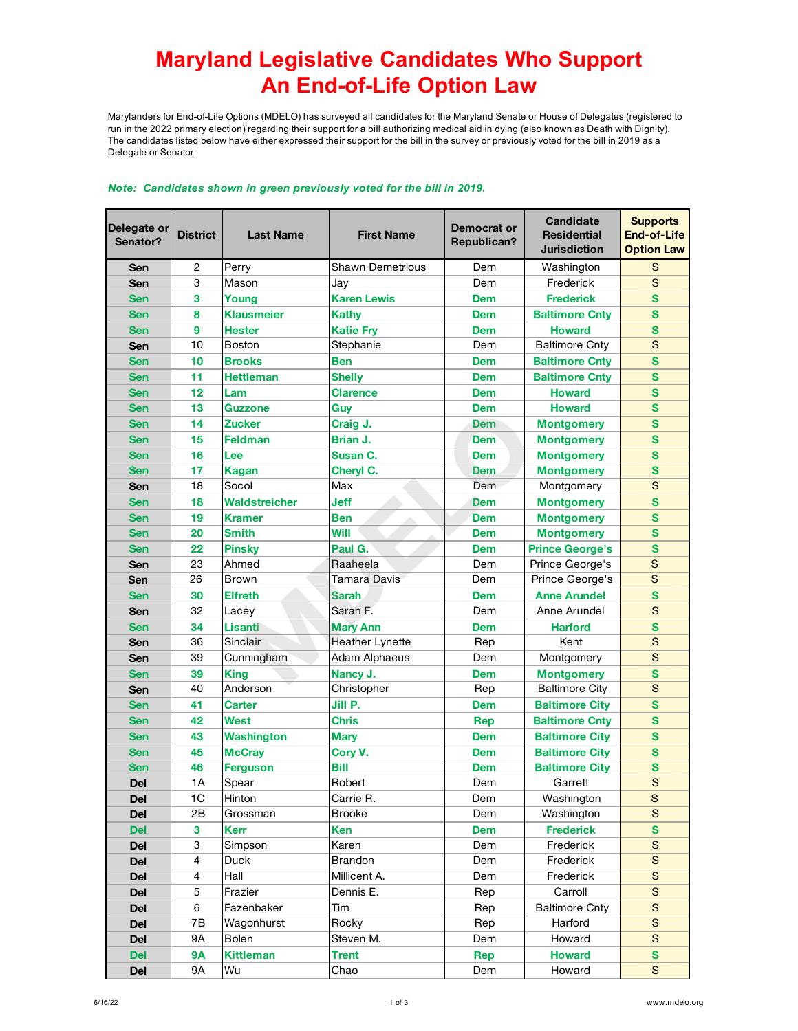# Maryland Legislative Candidates Who Support An End-of-Life Option Law

Marylanders for End-of-Life Options (MDELO) has surveyed all candidates for the Maryland Senate or House of Delegates (registered to run in the 2022 primary election) regarding their support for a bill authorizing medical aid in dying (also known as Death with Dignity). The candidates listed below have either expressed their support for the bill in the survey or previously voted for the bill in 2019 as a Delegate or Senator.

***Note: Candidates shown in green previously voted for the bill in 2019.***

| Delegate or Senator? | District | Last Name | First Name | Democrat or Republican? | Candidate Residential Jurisdiction | Supports End-of-Life Option Law |
|---|---|---|---|---|---|---|
| Sen | 2 | Perry | Shawn Demetrious | Dem | Washington | S |
| Sen | 3 | Mason | Jay | Dem | Frederick | S |
| **Sen** | **3** | **Young** | **Karen Lewis** | **Dem** | **Frederick** | **S** |
| **Sen** | **8** | **Klausmeier** | **Kathy** | **Dem** | **Baltimore Cnty** | **S** |
| **Sen** | **9** | **Hester** | **Katie Fry** | **Dem** | **Howard** | **S** |
| Sen | 10 | Boston | Stephanie | Dem | Baltimore Cnty | S |
| **Sen** | **10** | **Brooks** | **Ben** | **Dem** | **Baltimore Cnty** | **S** |
| **Sen** | **11** | **Hettleman** | **Shelly** | **Dem** | **Baltimore Cnty** | **S** |
| **Sen** | **12** | **Lam** | **Clarence** | **Dem** | **Howard** | **S** |
| **Sen** | **13** | **Guzzone** | **Guy** | **Dem** | **Howard** | **S** |
| **Sen** | **14** | **Zucker** | **Craig J.** | **Dem** | **Montgomery** | **S** |
| **Sen** | **15** | **Feldman** | **Brian J.** | **Dem** | **Montgomery** | **S** |
| **Sen** | **16** | **Lee** | **Susan C.** | **Dem** | **Montgomery** | **S** |
| **Sen** | **17** | **Kagan** | **Cheryl C.** | **Dem** | **Montgomery** | **S** |
| Sen | 18 | Socol | Max | Dem | Montgomery | S |
| **Sen** | **18** | **Waldstreicher** | **Jeff** | **Dem** | **Montgomery** | **S** |
| **Sen** | **19** | **Kramer** | **Ben** | **Dem** | **Montgomery** | **S** |
| **Sen** | **20** | **Smith** | **Will** | **Dem** | **Montgomery** | **S** |
| **Sen** | **22** | **Pinsky** | **Paul G.** | **Dem** | **Prince George's** | **S** |
| Sen | 23 | Ahmed | Raaheela | Dem | Prince George's | S |
| Sen | 26 | Brown | Tamara Davis | Dem | Prince George's | S |
| **Sen** | **30** | **Elfreth** | **Sarah** | **Dem** | **Anne Arundel** | **S** |
| Sen | 32 | Lacey | Sarah F. | Dem | Anne Arundel | S |
| **Sen** | **34** | **Lisanti** | **Mary Ann** | **Dem** | **Harford** | **S** |
| Sen | 36 | Sinclair | Heather Lynette | Rep | Kent | S |
| Sen | 39 | Cunningham | Adam Alphaeus | Dem | Montgomery | S |
| **Sen** | **39** | **King** | **Nancy J.** | **Dem** | **Montgomery** | **S** |
| Sen | 40 | Anderson | Christopher | Rep | Baltimore City | S |
| **Sen** | **41** | **Carter** | **Jill P.** | **Dem** | **Baltimore City** | **S** |
| **Sen** | **42** | **West** | **Chris** | **Rep** | **Baltimore Cnty** | **S** |
| **Sen** | **43** | **Washington** | **Mary** | **Dem** | **Baltimore City** | **S** |
| **Sen** | **45** | **McCray** | **Cory V.** | **Dem** | **Baltimore City** | **S** |
| **Sen** | **46** | **Ferguson** | **Bill** | **Dem** | **Baltimore City** | **S** |
| Del | 1A | Spear | Robert | Dem | Garrett | S |
| Del | 1C | Hinton | Carrie R. | Dem | Washington | S |
| Del | 2B | Grossman | Brooke | Dem | Washington | S |
| **Del** | **3** | **Kerr** | **Ken** | **Dem** | **Frederick** | **S** |
| Del | 3 | Simpson | Karen | Dem | Frederick | S |
| Del | 4 | Duck | Brandon | Dem | Frederick | S |
| Del | 4 | Hall | Millicent A. | Dem | Frederick | S |
| Del | 5 | Frazier | Dennis E. | Rep | Carroll | S |
| Del | 6 | Fazenbaker | Tim | Rep | Baltimore Cnty | S |
| Del | 7B | Wagonhurst | Rocky | Rep | Harford | S |
| Del | 9A | Bolen | Steven M. | Dem | Howard | S |
| **Del** | **9A** | **Kittleman** | **Trent** | **Rep** | **Howard** | **S** |
| Del | 9A | Wu | Chao | Dem | Howard | S |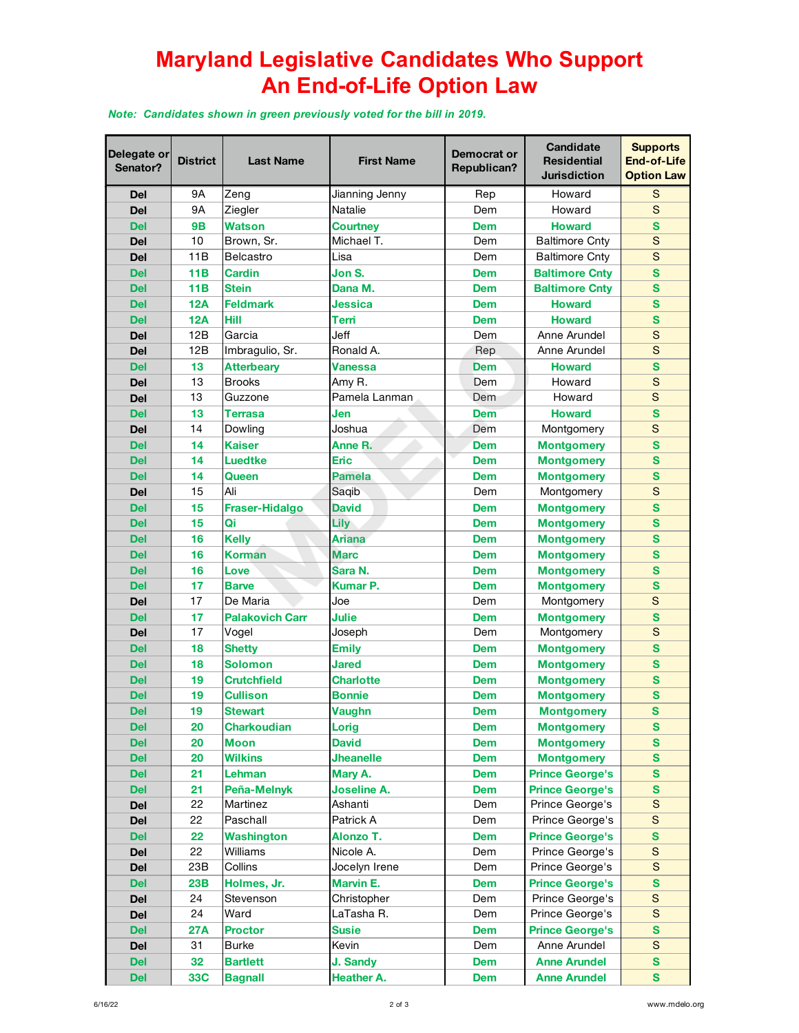# Maryland Legislative Candidates Who Support An End-of-Life Option Law

*Note: Candidates shown in green previously voted for the bill in 2019.*

| Delegate or Senator? | District | Last Name | First Name | Democrat or Republican? | Candidate Residential Jurisdiction | Supports End-of-Life Option Law |
|---|---|---|---|---|---|---|
| Del | 9A | Zeng | Jianning Jenny | Rep | Howard | S |
| Del | 9A | Ziegler | Natalie | Dem | Howard | S |
| Del | 9B | Watson | Courtney | Dem | Howard | S |
| Del | 10 | Brown, Sr. | Michael T. | Dem | Baltimore Cnty | S |
| Del | 11B | Belcastro | Lisa | Dem | Baltimore Cnty | S |
| Del | 11B | Cardin | Jon S. | Dem | Baltimore Cnty | S |
| Del | 11B | Stein | Dana M. | Dem | Baltimore Cnty | S |
| Del | 12A | Feldmark | Jessica | Dem | Howard | S |
| Del | 12A | Hill | Terri | Dem | Howard | S |
| Del | 12B | Garcia | Jeff | Dem | Anne Arundel | S |
| Del | 12B | Imbragulio, Sr. | Ronald A. | Rep | Anne Arundel | S |
| Del | 13 | Atterbeary | Vanessa | Dem | Howard | S |
| Del | 13 | Brooks | Amy R. | Dem | Howard | S |
| Del | 13 | Guzzone | Pamela Lanman | Dem | Howard | S |
| Del | 13 | Terrasa | Jen | Dem | Howard | S |
| Del | 14 | Dowling | Joshua | Dem | Montgomery | S |
| Del | 14 | Kaiser | Anne R. | Dem | Montgomery | S |
| Del | 14 | Luedtke | Eric | Dem | Montgomery | S |
| Del | 14 | Queen | Pamela | Dem | Montgomery | S |
| Del | 15 | Ali | Saqib | Dem | Montgomery | S |
| Del | 15 | Fraser-Hidalgo | David | Dem | Montgomery | S |
| Del | 15 | Qi | Lily | Dem | Montgomery | S |
| Del | 16 | Kelly | Ariana | Dem | Montgomery | S |
| Del | 16 | Korman | Marc | Dem | Montgomery | S |
| Del | 16 | Love | Sara N. | Dem | Montgomery | S |
| Del | 17 | Barve | Kumar P. | Dem | Montgomery | S |
| Del | 17 | De Maria | Joe | Dem | Montgomery | S |
| Del | 17 | Palakovich Carr | Julie | Dem | Montgomery | S |
| Del | 17 | Vogel | Joseph | Dem | Montgomery | S |
| Del | 18 | Shetty | Emily | Dem | Montgomery | S |
| Del | 18 | Solomon | Jared | Dem | Montgomery | S |
| Del | 19 | Crutchfield | Charlotte | Dem | Montgomery | S |
| Del | 19 | Cullison | Bonnie | Dem | Montgomery | S |
| Del | 19 | Stewart | Vaughn | Dem | Montgomery | S |
| Del | 20 | Charkoudian | Lorig | Dem | Montgomery | S |
| Del | 20 | Moon | David | Dem | Montgomery | S |
| Del | 20 | Wilkins | Jheanelle | Dem | Montgomery | S |
| Del | 21 | Lehman | Mary A. | Dem | Prince George's | S |
| Del | 21 | Peña-Melnyk | Joseline A. | Dem | Prince George's | S |
| Del | 22 | Martinez | Ashanti | Dem | Prince George's | S |
| Del | 22 | Paschall | Patrick A | Dem | Prince George's | S |
| Del | 22 | Washington | Alonzo T. | Dem | Prince George's | S |
| Del | 22 | Williams | Nicole A. | Dem | Prince George's | S |
| Del | 23B | Collins | Jocelyn Irene | Dem | Prince George's | S |
| Del | 23B | Holmes, Jr. | Marvin E. | Dem | Prince George's | S |
| Del | 24 | Stevenson | Christopher | Dem | Prince George's | S |
| Del | 24 | Ward | LaTasha R. | Dem | Prince George's | S |
| Del | 27A | Proctor | Susie | Dem | Prince George's | S |
| Del | 31 | Burke | Kevin | Dem | Anne Arundel | S |
| Del | 32 | Bartlett | J. Sandy | Dem | Anne Arundel | S |
| Del | 33C | Bagnall | Heather A. | Dem | Anne Arundel | S |

6/16/22 www.mdelo.org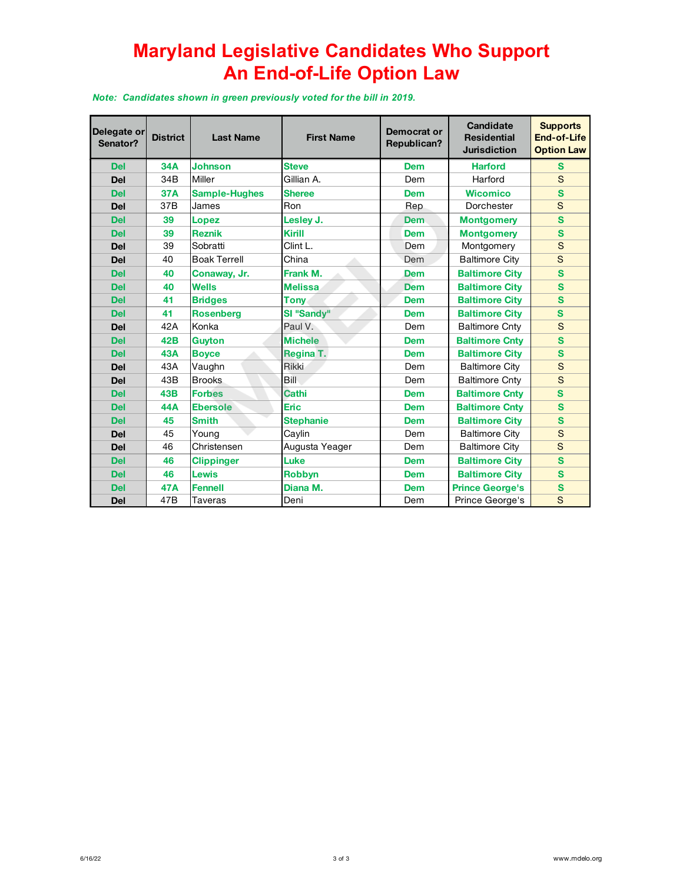# Maryland Legislative Candidates Who Support An End-of-Life Option Law

***Note: Candidates shown in green previously voted for the bill in 2019.***

| Delegate or Senator? | District | Last Name | First Name | Democrat or Republican? | Candidate Residential Jurisdiction | Supports End-of-Life Option Law |
|---|---|---|---|---|---|---|
| Del | 34A | Johnson | Steve | Dem | Harford | S |
| Del | 34B | Miller | Gillian A. | Dem | Harford | S |
| Del | 37A | Sample-Hughes | Sheree | Dem | Wicomico | S |
| Del | 37B | James | Ron | Rep | Dorchester | S |
| Del | 39 | Lopez | Lesley J. | Dem | Montgomery | S |
| Del | 39 | Reznik | Kirill | Dem | Montgomery | S |
| Del | 39 | Sobratti | Clint L. | Dem | Montgomery | S |
| Del | 40 | Boak Terrell | China | Dem | Baltimore City | S |
| Del | 40 | Conaway, Jr. | Frank M. | Dem | Baltimore City | S |
| Del | 40 | Wells | Melissa | Dem | Baltimore City | S |
| Del | 41 | Bridges | Tony | Dem | Baltimore City | S |
| Del | 41 | Rosenberg | SI "Sandy" | Dem | Baltimore City | S |
| Del | 42A | Konka | Paul V. | Dem | Baltimore Cnty | S |
| Del | 42B | Guyton | Michele | Dem | Baltimore Cnty | S |
| Del | 43A | Boyce | Regina T. | Dem | Baltimore City | S |
| Del | 43A | Vaughn | Rikki | Dem | Baltimore City | S |
| Del | 43B | Brooks | Bill | Dem | Baltimore Cnty | S |
| Del | 43B | Forbes | Cathi | Dem | Baltimore Cnty | S |
| Del | 44A | Ebersole | Eric | Dem | Baltimore Cnty | S |
| Del | 45 | Smith | Stephanie | Dem | Baltimore City | S |
| Del | 45 | Young | Caylin | Dem | Baltimore City | S |
| Del | 46 | Christensen | Augusta Yeager | Dem | Baltimore City | S |
| Del | 46 | Clippinger | Luke | Dem | Baltimore City | S |
| Del | 46 | Lewis | Robbyn | Dem | Baltimore City | S |
| Del | 47A | Fennell | Diana M. | Dem | Prince George's | S |
| Del | 47B | Taveras | Deni | Dem | Prince George's | S |